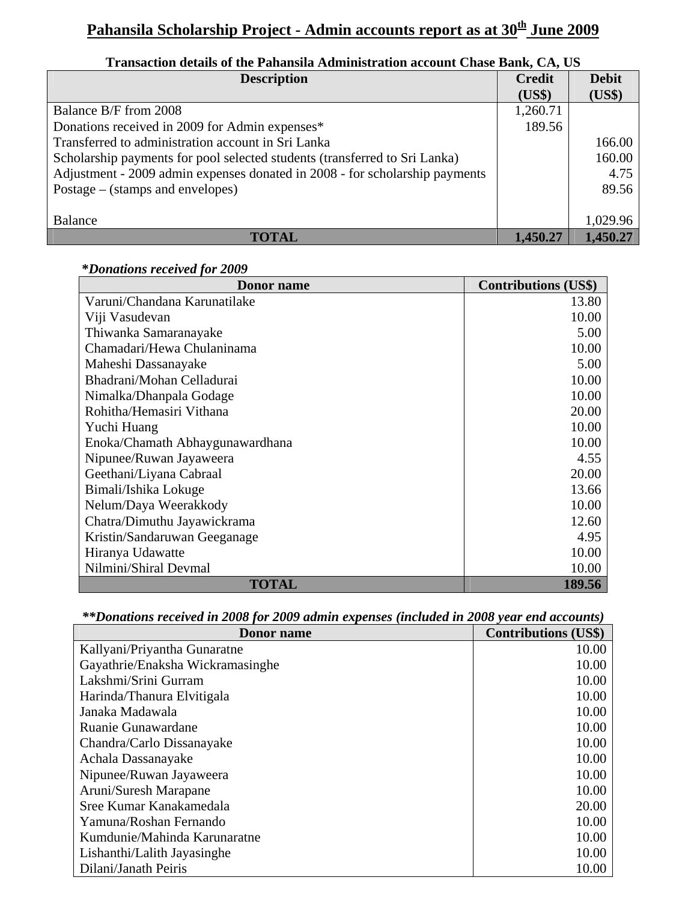# Pahansila Scholarship Project - Admin accounts report as at 30th June 2009

**Transaction details of the Pahansila Administration account Chase Bank, CA, US**

| Description | Credit (US$) | Debit (US$) |
|---|---|---|
| Balance B/F from 2008 | 1,260.71 | |
| Donations received in 2009 for Admin expenses* | 189.56 | |
| Transferred to administration account in Sri Lanka | | 166.00 |
| Scholarship payments for pool selected students (transferred to Sri Lanka) | | 160.00 |
| Adjustment - 2009 admin expenses donated in 2008 - for scholarship payments | | 4.75 |
| Postage – (stamps and envelopes) | | 89.56 |
| Balance | | 1,029.96 |
| **TOTAL** | **1,450.27** | **1,450.27** |

***Donations received for 2009***

| Donor name | Contributions (US$) |
|---|---|
| Varuni/Chandana Karunatilake | 13.80 |
| Viji Vasudevan | 10.00 |
| Thiwanka Samaranayake | 5.00 |
| Chamadari/Hewa Chulaninama | 10.00 |
| Maheshi Dassanayake | 5.00 |
| Bhadrani/Mohan Celladurai | 10.00 |
| Nimalka/Dhanpala Godage | 10.00 |
| Rohitha/Hemasiri Vithana | 20.00 |
| Yuchi Huang | 10.00 |
| Enoka/Chamath Abhaygunawardhana | 10.00 |
| Nipunee/Ruwan Jayaweera | 4.55 |
| Geethani/Liyana Cabraal | 20.00 |
| Bimali/Ishika Lokuge | 13.66 |
| Nelum/Daya Weerakkody | 10.00 |
| Chatra/Dimuthu Jayawickrama | 12.60 |
| Kristin/Sandaruwan Geeganage | 4.95 |
| Hiranya Udawatte | 10.00 |
| Nilmini/Shiral Devmal | 10.00 |
| **TOTAL** | **189.56** |

***\*Donations received in 2008 for 2009 admin expenses (included in 2008 year end accounts)***

| Donor name | Contributions (US$) |
|---|---|
| Kallyani/Priyantha Gunaratne | 10.00 |
| Gayathrie/Enaksha Wickramasinghe | 10.00 |
| Lakshmi/Srini Gurram | 10.00 |
| Harinda/Thanura Elvitigala | 10.00 |
| Janaka Madawala | 10.00 |
| Ruanie Gunawardane | 10.00 |
| Chandra/Carlo Dissanayake | 10.00 |
| Achala Dassanayake | 10.00 |
| Nipunee/Ruwan Jayaweera | 10.00 |
| Aruni/Suresh Marapane | 10.00 |
| Sree Kumar Kanakamedala | 20.00 |
| Yamuna/Roshan Fernando | 10.00 |
| Kumdunie/Mahinda Karunaratne | 10.00 |
| Lishanthi/Lalith Jayasinghe | 10.00 |
| Dilani/Janath Peiris | 10.00 |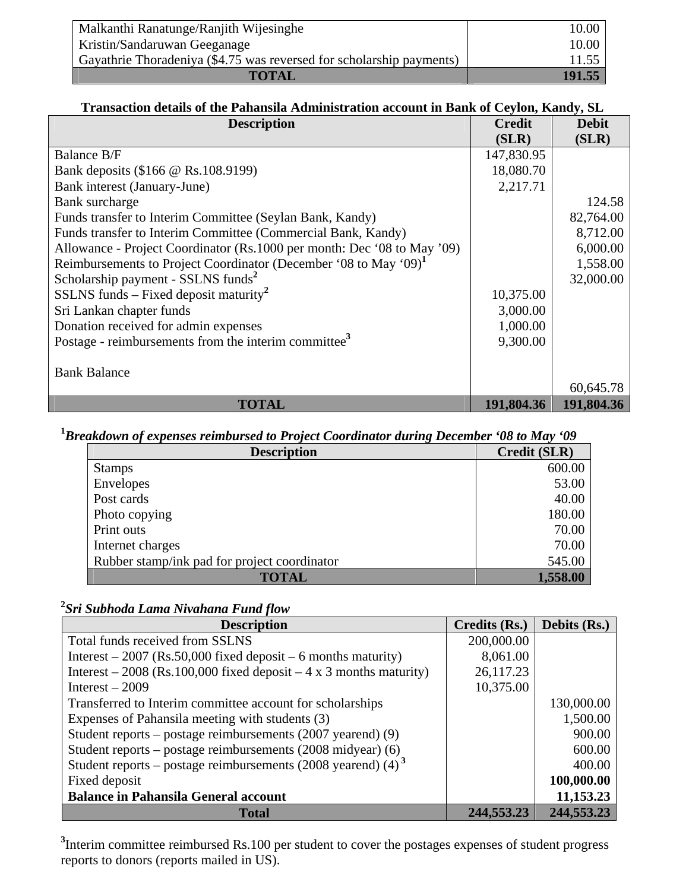| | |
|---|---|
| Malkanthi Ranatunge/Ranjith Wijesinghe | 10.00 |
| Kristin/Sandaruwan Geeganage | 10.00 |
| Gayathrie Thoradeniya ($4.75 was reversed for scholarship payments) | 11.55 |
| **TOTAL** | **191.55** |

**Transaction details of the Pahansila Administration account in Bank of Ceylon, Kandy, SL**

| Description | Credit (SLR) | Debit (SLR) |
|---|---|---|
| Balance B/F | 147,830.95 | |
| Bank deposits ($166 @ Rs.108.9199) | 18,080.70 | |
| Bank interest (January-June) | 2,217.71 | |
| Bank surcharge | | 124.58 |
| Funds transfer to Interim Committee (Seylan Bank, Kandy) | | 82,764.00 |
| Funds transfer to Interim Committee (Commercial Bank, Kandy) | | 8,712.00 |
| Allowance - Project Coordinator (Rs.1000 per month: Dec '08 to May '09) | | 6,000.00 |
| Reimbursements to Project Coordinator (December '08 to May '09)[1] | | 1,558.00 |
| Scholarship payment - SSLNS funds[2] | | 32,000.00 |
| SSLNS funds – Fixed deposit maturity[2] | 10,375.00 | |
| Sri Lankan chapter funds | 3,000.00 | |
| Donation received for admin expenses | 1,000.00 | |
| Postage - reimbursements from the interim committee[3] | 9,300.00 | |
| Bank Balance | | 60,645.78 |
| **TOTAL** | **191,804.36** | **191,804.36** |

***[1]Breakdown of expenses reimbursed to Project Coordinator during December '08 to May '09***

| Description | Credit (SLR) |
|---|---|
| Stamps | 600.00 |
| Envelopes | 53.00 |
| Post cards | 40.00 |
| Photo copying | 180.00 |
| Print outs | 70.00 |
| Internet charges | 70.00 |
| Rubber stamp/ink pad for project coordinator | 545.00 |
| **TOTAL** | **1,558.00** |

***[2]Sri Subhoda Lama Nivahana Fund flow***

| Description | Credits (Rs.) | Debits (Rs.) |
|---|---|---|
| Total funds received from SSLNS | 200,000.00 | |
| Interest – 2007 (Rs.50,000 fixed deposit – 6 months maturity) | 8,061.00 | |
| Interest – 2008 (Rs.100,000 fixed deposit – 4 x 3 months maturity) | 26,117.23 | |
| Interest – 2009 | 10,375.00 | |
| Transferred to Interim committee account for scholarships | | 130,000.00 |
| Expenses of Pahansila meeting with students (3) | | 1,500.00 |
| Student reports – postage reimbursements (2007 yearend) (9) | | 900.00 |
| Student reports – postage reimbursements (2008 midyear) (6) | | 600.00 |
| Student reports – postage reimbursements (2008 yearend) (4) [3] | | 400.00 |
| Fixed deposit | | **100,000.00** |
| **Balance in Pahansila General account** | | **11,153.23** |
| **Total** | **244,553.23** | **244,553.23** |

[3]Interim committee reimbursed Rs.100 per student to cover the postages expenses of student progress reports to donors (reports mailed in US).